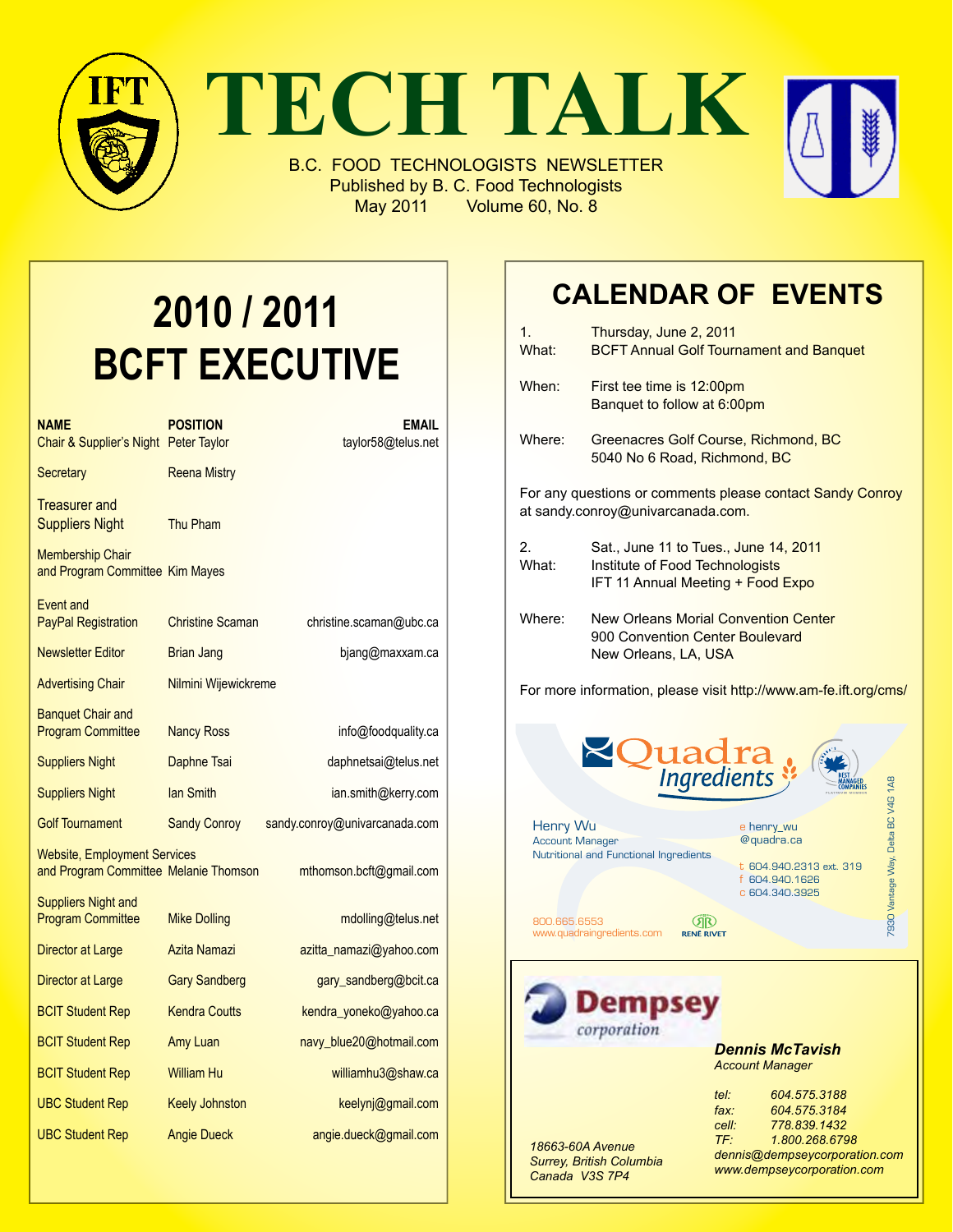# TECH TALK

B.C. FOOD TECHNOLOGISTS NEWSLETTER
Published by B. C. Food Technologists
May 2011 Volume 60, No. 8

## 2010 / 2011 BCFT EXECUTIVE

| NAME | POSITION | EMAIL |
|---|---|---|
| Chair & Supplier's Night | Peter Taylor | taylor58@telus.net |
| Secretary | Reena Mistry | |
| Treasurer and Suppliers Night | Thu Pham | |
| Membership Chair and Program Committee | Kim Mayes | |
| Event and PayPal Registration | Christine Scaman | christine.scaman@ubc.ca |
| Newsletter Editor | Brian Jang | bjang@maxxam.ca |
| Advertising Chair | Nilmini Wijewickreme | |
| Banquet Chair and Program Committee | Nancy Ross | info@foodquality.ca |
| Suppliers Night | Daphne Tsai | daphnetsai@telus.net |
| Suppliers Night | Ian Smith | ian.smith@kerry.com |
| Golf Tournament | Sandy Conroy | sandy.conroy@univarcanada.com |
| Website, Employment Services and Program Committee | Melanie Thomson | mthomson.bcft@gmail.com |
| Suppliers Night and Program Committee | Mike Dolling | mdolling@telus.net |
| Director at Large | Azita Namazi | azitta_namazi@yahoo.com |
| Director at Large | Gary Sandberg | gary_sandberg@bcit.ca |
| BCIT Student Rep | Kendra Coutts | kendra_yoneko@yahoo.ca |
| BCIT Student Rep | Amy Luan | navy_blue20@hotmail.com |
| BCIT Student Rep | William Hu | williamhu3@shaw.ca |
| UBC Student Rep | Keely Johnston | keelynj@gmail.com |
| UBC Student Rep | Angie Dueck | angie.dueck@gmail.com |

## CALENDAR OF EVENTS

1.
What: Thursday, June 2, 2011
BCFT Annual Golf Tournament and Banquet

When: First tee time is 12:00pm
Banquet to follow at 6:00pm

Where: Greenacres Golf Course, Richmond, BC
5040 No 6 Road, Richmond, BC

For any questions or comments please contact Sandy Conroy at sandy.conroy@univarcanada.com.

2.
What: Sat., June 11 to Tues., June 14, 2011
Institute of Food Technologists
IFT 11 Annual Meeting + Food Expo

Where: New Orleans Morial Convention Center
900 Convention Center Boulevard
New Orleans, LA, USA

For more information, please visit http://www.am-fe.ift.org/cms/

---

**Quadra Ingredients**

Henry Wu
Account Manager
Nutritional and Functional Ingredients

e henry_wu@quadra.ca
t 604.940.2313 ext. 319
f 604.940.1626
c 604.340.3925

800.665.6553
www.quadraingredients.com

7930 Vantage Way, Delta BC V4G 1A8

---

**Dempsey corporation**

*Dennis McTavish*
*Account Manager*

*tel: 604.575.3188*
*fax: 604.575.3184*
*cell: 778.839.1432*
*TF: 1.800.268.6798*
*dennis@dempseycorporation.com*
*www.dempseycorporation.com*

*18663-60A Avenue*
*Surrey, British Columbia*
*Canada V3S 7P4*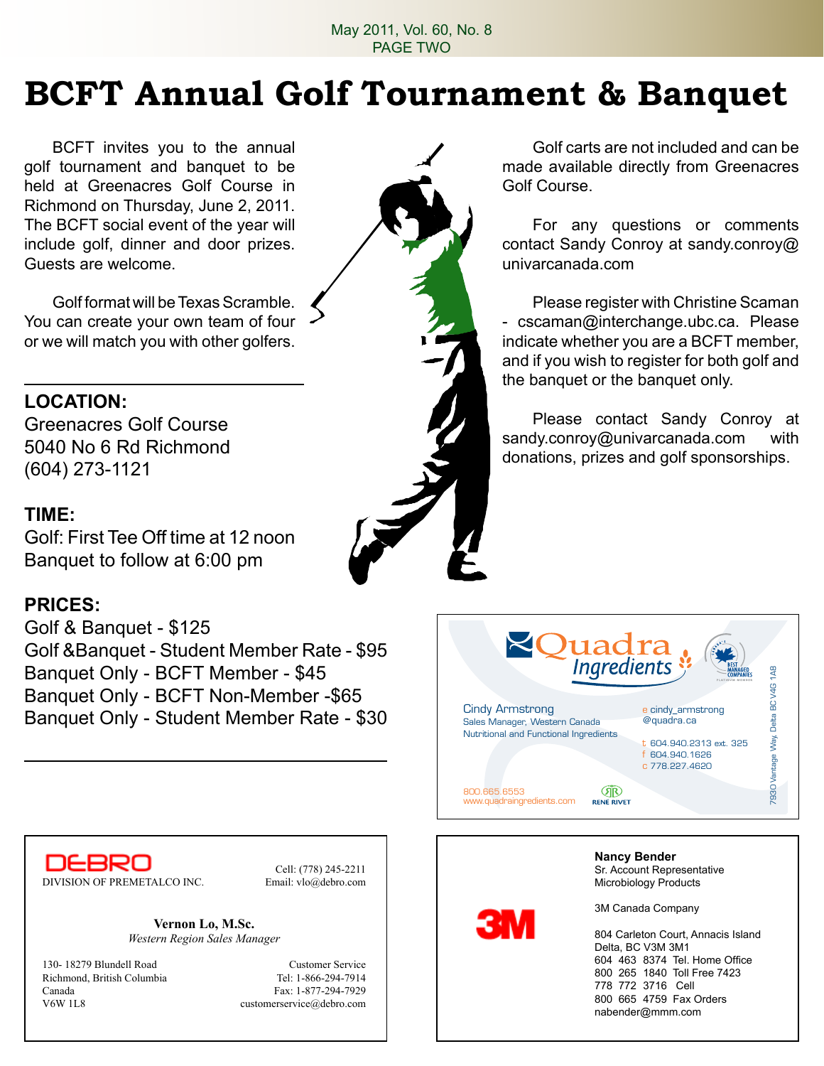# BCFT Annual Golf Tournament & Banquet

BCFT invites you to the annual golf tournament and banquet to be held at Greenacres Golf Course in Richmond on Thursday, June 2, 2011. The BCFT social event of the year will include golf, dinner and door prizes. Guests are welcome.

Golf format will be Texas Scramble. You can create your own team of four or we will match you with other golfers.

**LOCATION:**
Greenacres Golf Course
5040 No 6 Rd Richmond
(604) 273-1121

**TIME:**
Golf: First Tee Off time at 12 noon
Banquet to follow at 6:00 pm

**PRICES:**
Golf & Banquet - $125
Golf &Banquet - Student Member Rate - $95
Banquet Only - BCFT Member - $45
Banquet Only - BCFT Non-Member -$65
Banquet Only - Student Member Rate - $30

Golf carts are not included and can be made available directly from Greenacres Golf Course.

For any questions or comments contact Sandy Conroy at sandy.conroy@univarcanada.com

Please register with Christine Scaman - cscaman@interchange.ubc.ca. Please indicate whether you are a BCFT member, and if you wish to register for both golf and the banquet or the banquet only.

Please contact Sandy Conroy at sandy.conroy@univarcanada.com with donations, prizes and golf sponsorships.

---

Quadra Ingredients

Cindy Armstrong
Sales Manager, Western Canada
Nutritional and Functional Ingredients

e cindy_armstrong@quadra.ca
t 604.940.2313 ext. 325
f 604.940.1626
c 778.227.4620

800.665.6553
www.quadraingredients.com

RENE RIVET

7930 Vantage Way, Delta BC V4G 1A8

---

DEBRO
DIVISION OF PREMETALCO INC.

Cell: (778) 245-2211
Email: vlo@debro.com

**Vernon Lo, M.Sc.**
*Western Region Sales Manager*

130- 18279 Blundell Road
Richmond, British Columbia
Canada
V6W 1L8

Customer Service
Tel: 1-866-294-7914
Fax: 1-877-294-7929
customerservice@debro.com

---

3M

**Nancy Bender**
Sr. Account Representative
Microbiology Products

3M Canada Company

804 Carleton Court, Annacis Island
Delta, BC V3M 3M1
604 463 8374 Tel. Home Office
800 265 1840 Toll Free 7423
778 772 3716 Cell
800 665 4759 Fax Orders
nabender@mmm.com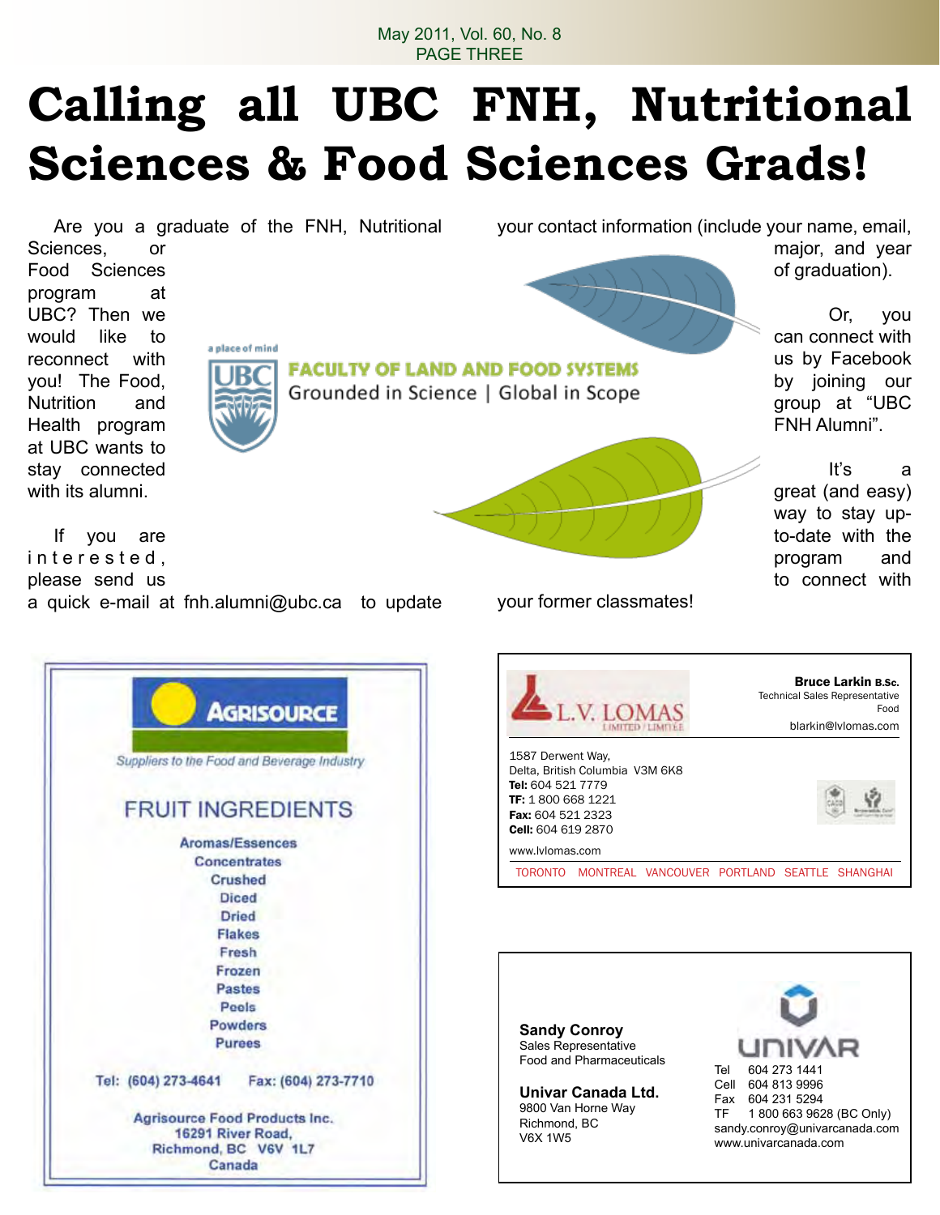# Calling all UBC FNH, Nutritional Sciences & Food Sciences Grads!

Are you a graduate of the FNH, Nutritional Sciences, or Food Sciences program at UBC? Then we would like to reconnect with you! The Food, Nutrition and Health program at UBC wants to stay connected with its alumni.

If you are interested, please send us a quick e-mail at fnh.alumni@ubc.ca to update your contact information (include your name, email, major, and year of graduation).

Or, you can connect with us by Facebook by joining our group at "UBC FNH Alumni".

It's a great (and easy) way to stay up-to-date with the program and to connect with your former classmates!

a place of mind

UBC

**FACULTY OF LAND AND FOOD SYSTEMS**

Grounded in Science | Global in Scope

---

**AGRISOURCE**

*Suppliers to the Food and Beverage Industry*

## FRUIT INGREDIENTS

**Aromas/Essences**
**Concentrates**
**Crushed**
**Diced**
**Dried**
**Flakes**
**Fresh**
**Frozen**
**Pastes**
**Peels**
**Powders**
**Purees**

**Tel: (604) 273-4641 Fax: (604) 273-7710**

**Agrisource Food Products Inc.**
**16291 River Road,**
**Richmond, BC V6V 1L7**
**Canada**

---

L.V. LOMAS LIMITED / LIMITÉE

**Bruce Larkin B.Sc.**
Technical Sales Representative
Food
blarkin@lvlomas.com

1587 Derwent Way,
Delta, British Columbia V3M 6K8
**Tel:** 604 521 7779
**TF:** 1 800 668 1221
**Fax:** 604 521 2323
**Cell:** 604 619 2870

www.lvlomas.com

TORONTO MONTREAL VANCOUVER PORTLAND SEATTLE SHANGHAI

---

**Sandy Conroy**
Sales Representative
Food and Pharmaceuticals

**Univar Canada Ltd.**
9800 Van Horne Way
Richmond, BC
V6X 1W5

UNIVAR

Tel 604 273 1441
Cell 604 813 9996
Fax 604 231 5294
TF 1 800 663 9628 (BC Only)
sandy.conroy@univarcanada.com
www.univarcanada.com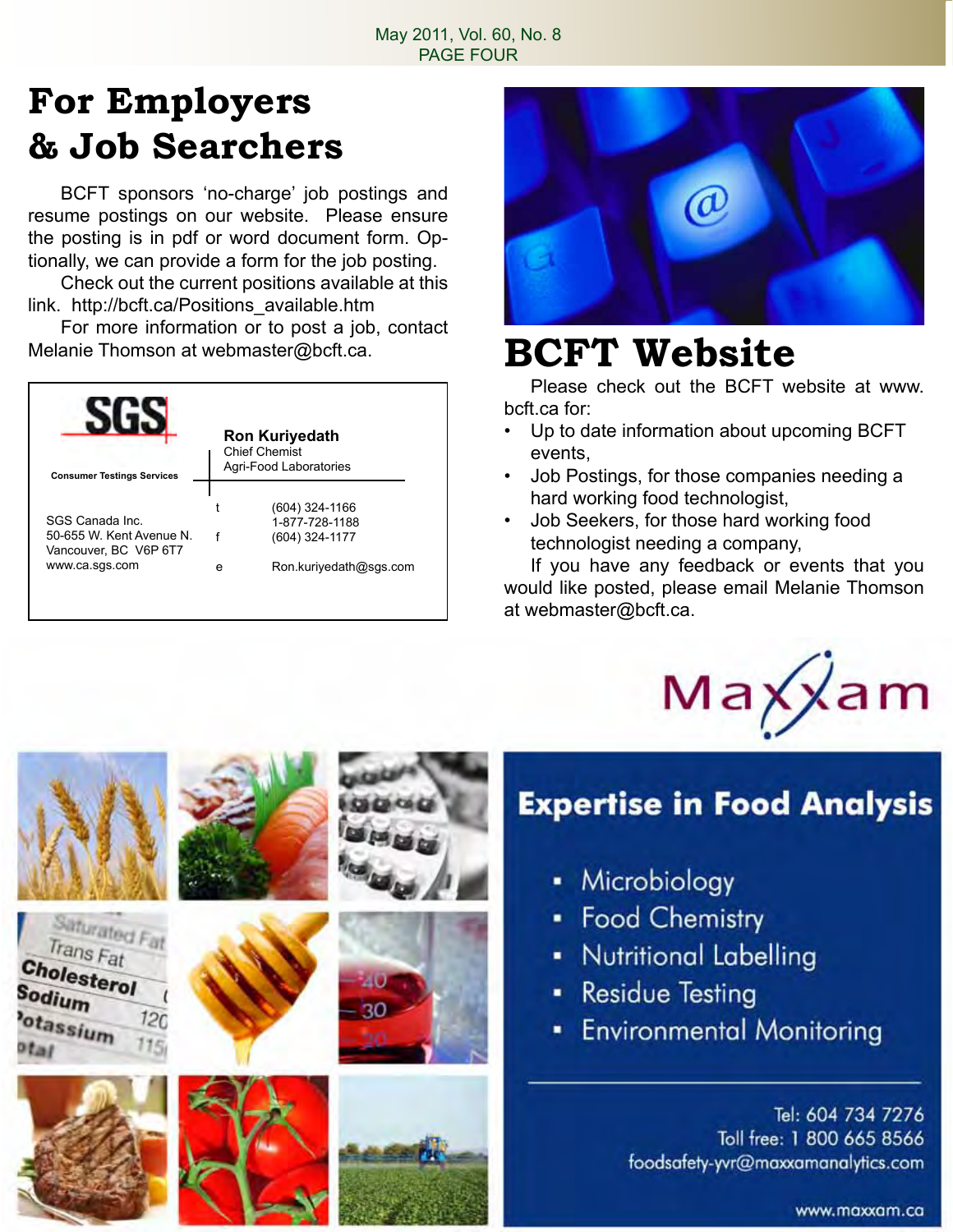# For Employers & Job Searchers

BCFT sponsors 'no-charge' job postings and resume postings on our website. Please ensure the posting is in pdf or word document form. Optionally, we can provide a form for the job posting.

Check out the current positions available at this link. http://bcft.ca/Positions_available.htm

For more information or to post a job, contact Melanie Thomson at webmaster@bcft.ca.

**SGS**

Consumer Testings Services

**Ron Kuriyedath**
Chief Chemist
Agri-Food Laboratories

SGS Canada Inc.
50-655 W. Kent Avenue N.
Vancouver, BC V6P 6T7
www.ca.sgs.com

t (604) 324-1166
1-877-728-1188
f (604) 324-1177
e Ron.kuriyedath@sgs.com

# BCFT Website

Please check out the BCFT website at www.bcft.ca for:

- Up to date information about upcoming BCFT events,
- Job Postings, for those companies needing a hard working food technologist,
- Job Seekers, for those hard working food technologist needing a company,

If you have any feedback or events that you would like posted, please email Melanie Thomson at webmaster@bcft.ca.

Maxxam

## Expertise in Food Analysis

- Microbiology
- Food Chemistry
- Nutritional Labelling
- Residue Testing
- Environmental Monitoring

Tel: 604 734 7276
Toll free: 1 800 665 8566
foodsafety-yvr@maxxamanalytics.com

www.maxxam.ca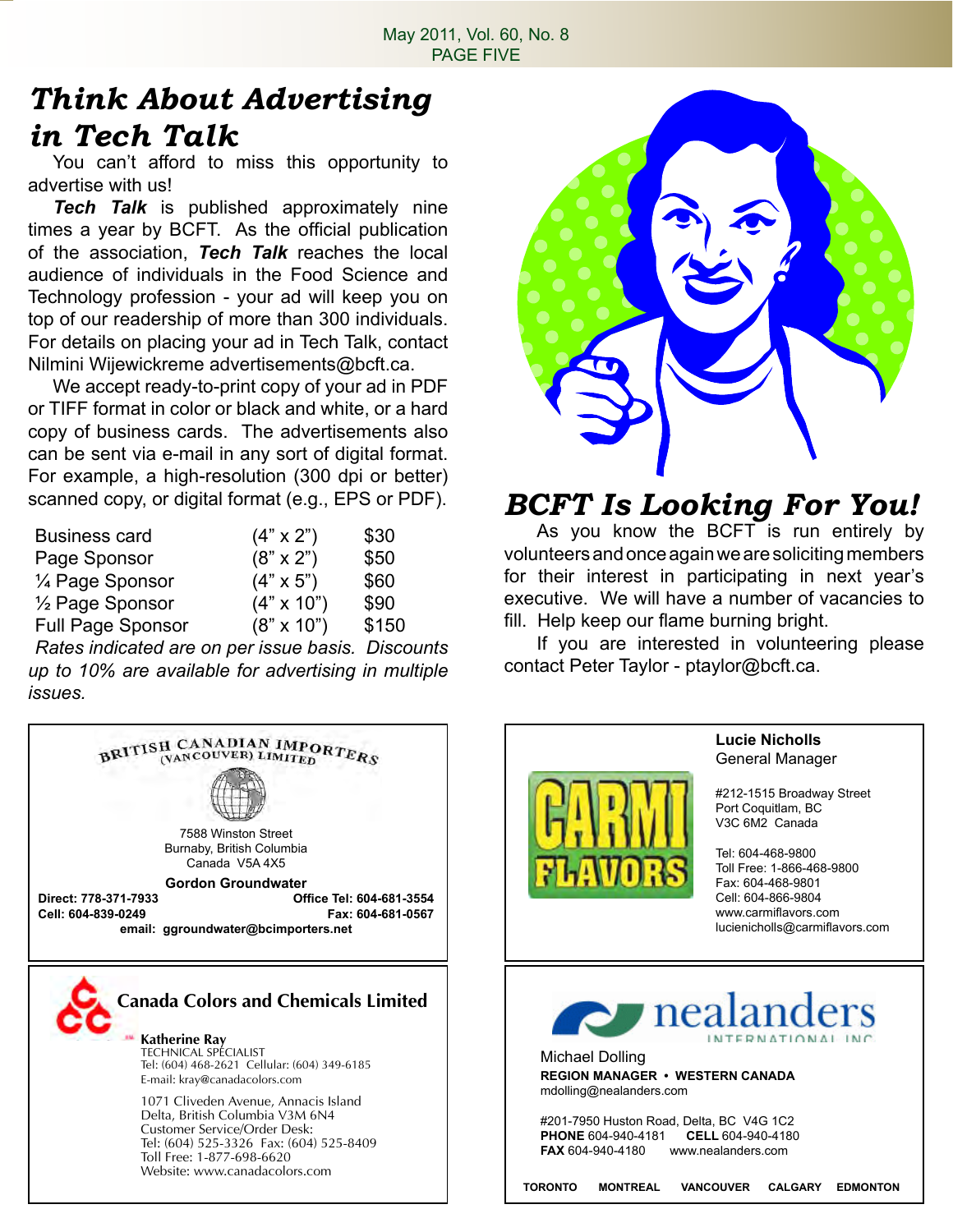# Think About Advertising in Tech Talk

You can't afford to miss this opportunity to advertise with us!

***Tech Talk*** is published approximately nine times a year by BCFT. As the official publication of the association, ***Tech Talk*** reaches the local audience of individuals in the Food Science and Technology profession - your ad will keep you on top of our readership of more than 300 individuals. For details on placing your ad in Tech Talk, contact Nilmini Wijewickreme advertisements@bcft.ca.

We accept ready-to-print copy of your ad in PDF or TIFF format in color or black and white, or a hard copy of business cards. The advertisements also can be sent via e-mail in any sort of digital format. For example, a high-resolution (300 dpi or better) scanned copy, or digital format (e.g., EPS or PDF).

| | | |
|---|---|---|
| Business card | (4" x 2") | $30 |
| Page Sponsor | (8" x 2") | $50 |
| ¼ Page Sponsor | (4" x 5") | $60 |
| ½ Page Sponsor | (4" x 10") | $90 |
| Full Page Sponsor | (8" x 10") | $150 |

*Rates indicated are on per issue basis. Discounts up to 10% are available for advertising in multiple issues.*

# BCFT Is Looking For You!

As you know the BCFT is run entirely by volunteers and once again we are soliciting members for their interest in participating in next year's executive. We will have a number of vacancies to fill. Help keep our flame burning bright.

If you are interested in volunteering please contact Peter Taylor - ptaylor@bcft.ca.

---

BRITISH CANADIAN IMPORTERS (VANCOUVER) LIMITED

7588 Winston Street
Burnaby, British Columbia
Canada V5A 4X5

**Gordon Groundwater**
**Direct: 778-371-7933** **Office Tel: 604-681-3554**
**Cell: 604-839-0249** **Fax: 604-681-0567**
**email: ggroundwater@bcimporters.net**

---

CARMI FLAVORS

**Lucie Nicholls**
General Manager

#212-1515 Broadway Street
Port Coquitlam, BC
V3C 6M2 Canada

Tel: 604-468-9800
Toll Free: 1-866-468-9800
Fax: 604-468-9801
Cell: 604-866-9804
www.carmiflavors.com
lucienicholls@carmiflavors.com

---

**Canada Colors and Chemicals Limited**

**Katherine Ray**
TECHNICAL SPECIALIST
Tel: (604) 468-2621 Cellular: (604) 349-6185
E-mail: kray@canadacolors.com

1071 Cliveden Avenue, Annacis Island
Delta, British Columbia V3M 6N4
Customer Service/Order Desk:
Tel: (604) 525-3326 Fax: (604) 525-8409
Toll Free: 1-877-698-6620
Website: www.canadacolors.com

---

nealanders INTERNATIONAL INC

Michael Dolling
**REGION MANAGER • WESTERN CANADA**
mdolling@nealanders.com

#201-7950 Huston Road, Delta, BC V4G 1C2
**PHONE** 604-940-4181 **CELL** 604-940-4180
**FAX** 604-940-4180 www.nealanders.com

**TORONTO MONTREAL VANCOUVER CALGARY EDMONTON**